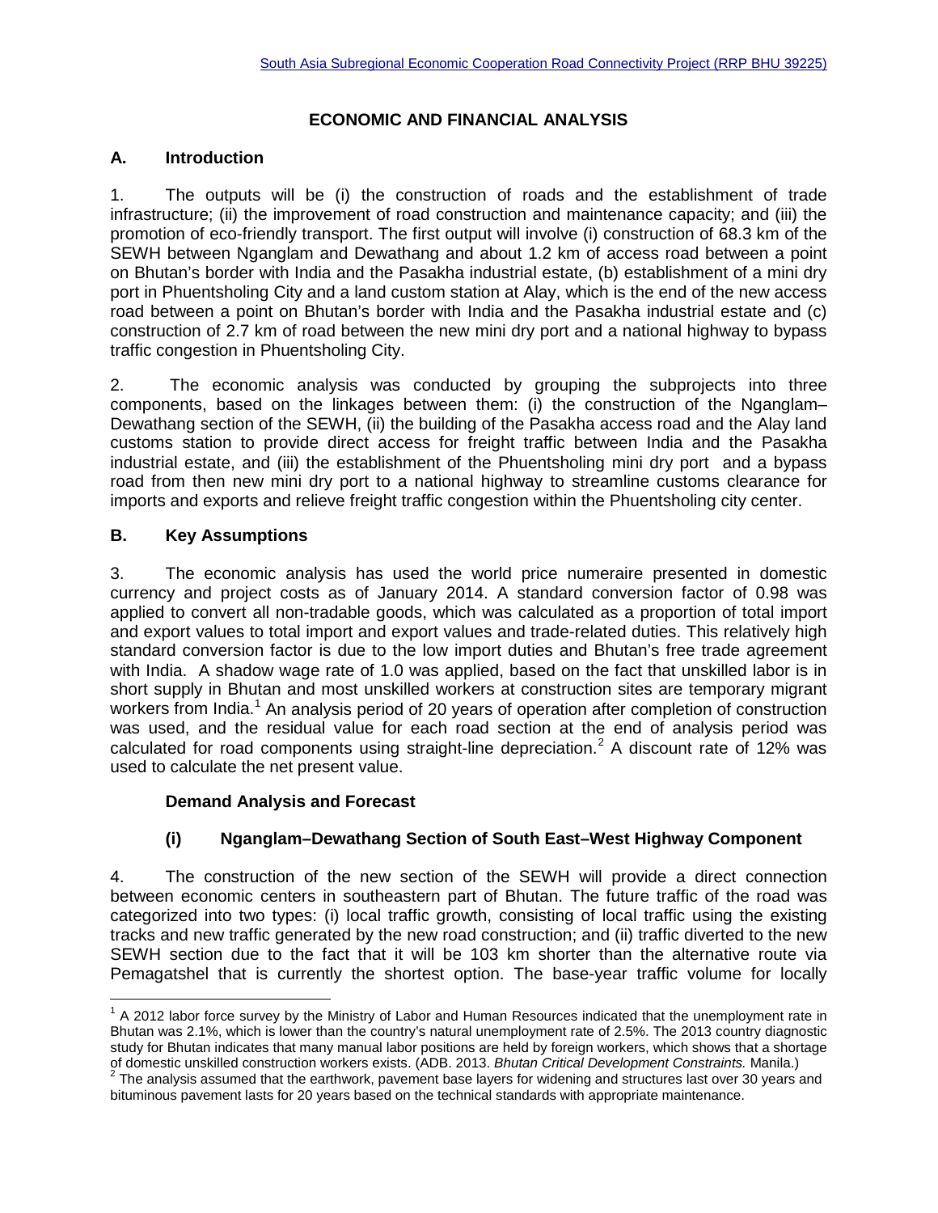## ECONOMIC AND FINANCIAL ANALYSIS

### A. Introduction

1. The outputs will be (i) the construction of roads and the establishment of trade infrastructure; (ii) the improvement of road construction and maintenance capacity; and (iii) the promotion of eco-friendly transport. The first output will involve (i) construction of 68.3 km of the SEWH between Nganglam and Dewathang and about 1.2 km of access road between a point on Bhutan's border with India and the Pasakha industrial estate, (b) establishment of a mini dry port in Phuentsholing City and a land custom station at Alay, which is the end of the new access road between a point on Bhutan's border with India and the Pasakha industrial estate and (c) construction of 2.7 km of road between the new mini dry port and a national highway to bypass traffic congestion in Phuentsholing City.

2. The economic analysis was conducted by grouping the subprojects into three components, based on the linkages between them: (i) the construction of the Nganglam–Dewathang section of the SEWH, (ii) the building of the Pasakha access road and the Alay land customs station to provide direct access for freight traffic between India and the Pasakha industrial estate, and (iii) the establishment of the Phuentsholing mini dry port and a bypass road from then new mini dry port to a national highway to streamline customs clearance for imports and exports and relieve freight traffic congestion within the Phuentsholing city center.

### B. Key Assumptions

3. The economic analysis has used the world price numeraire presented in domestic currency and project costs as of January 2014. A standard conversion factor of 0.98 was applied to convert all non-tradable goods, which was calculated as a proportion of total import and export values to total import and export values and trade-related duties. This relatively high standard conversion factor is due to the low import duties and Bhutan's free trade agreement with India. A shadow wage rate of 1.0 was applied, based on the fact that unskilled labor is in short supply in Bhutan and most unskilled workers at construction sites are temporary migrant workers from India.[1] An analysis period of 20 years of operation after completion of construction was used, and the residual value for each road section at the end of analysis period was calculated for road components using straight-line depreciation.[2] A discount rate of 12% was used to calculate the net present value.

#### Demand Analysis and Forecast

#### (i) Nganglam–Dewathang Section of South East–West Highway Component

4. The construction of the new section of the SEWH will provide a direct connection between economic centers in southeastern part of Bhutan. The future traffic of the road was categorized into two types: (i) local traffic growth, consisting of local traffic using the existing tracks and new traffic generated by the new road construction; and (ii) traffic diverted to the new SEWH section due to the fact that it will be 103 km shorter than the alternative route via Pemagatshel that is currently the shortest option. The base-year traffic volume for locally

---

[1] A 2012 labor force survey by the Ministry of Labor and Human Resources indicated that the unemployment rate in Bhutan was 2.1%, which is lower than the country's natural unemployment rate of 2.5%. The 2013 country diagnostic study for Bhutan indicates that many manual labor positions are held by foreign workers, which shows that a shortage of domestic unskilled construction workers exists. (ADB. 2013. *Bhutan Critical Development Constraints.* Manila.)

[2] The analysis assumed that the earthwork, pavement base layers for widening and structures last over 30 years and bituminous pavement lasts for 20 years based on the technical standards with appropriate maintenance.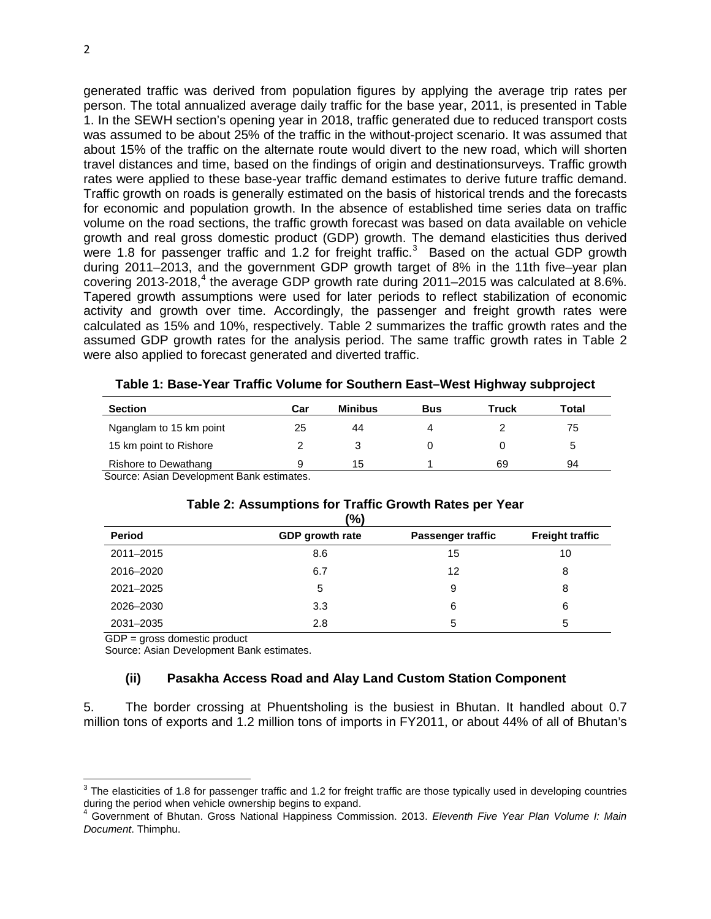generated traffic was derived from population figures by applying the average trip rates per person. The total annualized average daily traffic for the base year, 2011, is presented in Table 1. In the SEWH section's opening year in 2018, traffic generated due to reduced transport costs was assumed to be about 25% of the traffic in the without-project scenario. It was assumed that about 15% of the traffic on the alternate route would divert to the new road, which will shorten travel distances and time, based on the findings of origin and destinationsurveys. Traffic growth rates were applied to these base-year traffic demand estimates to derive future traffic demand. Traffic growth on roads is generally estimated on the basis of historical trends and the forecasts for economic and population growth. In the absence of established time series data on traffic volume on the road sections, the traffic growth forecast was based on data available on vehicle growth and real gross domestic product (GDP) growth. The demand elasticities thus derived were 1.8 for passenger traffic and 1.2 for freight traffic.[3] Based on the actual GDP growth during 2011–2013, and the government GDP growth target of 8% in the 11th five–year plan covering 2013-2018,[4] the average GDP growth rate during 2011–2015 was calculated at 8.6%. Tapered growth assumptions were used for later periods to reflect stabilization of economic activity and growth over time. Accordingly, the passenger and freight growth rates were calculated as 15% and 10%, respectively. Table 2 summarizes the traffic growth rates and the assumed GDP growth rates for the analysis period. The same traffic growth rates in Table 2 were also applied to forecast generated and diverted traffic.

**Table 1: Base-Year Traffic Volume for Southern East–West Highway subproject**

| Section | Car | Minibus | Bus | Truck | Total |
|---|---|---|---|---|---|
| Nganglam to 15 km point | 25 | 44 | 4 | 2 | 75 |
| 15 km point to Rishore | 2 | 3 | 0 | 0 | 5 |
| Rishore to Dewathang | 9 | 15 | 1 | 69 | 94 |

Source: Asian Development Bank estimates.

**Table 2: Assumptions for Traffic Growth Rates per Year (%)**

| Period | GDP growth rate | Passenger traffic | Freight traffic |
|---|---|---|---|
| 2011–2015 | 8.6 | 15 | 10 |
| 2016–2020 | 6.7 | 12 | 8 |
| 2021–2025 | 5 | 9 | 8 |
| 2026–2030 | 3.3 | 6 | 6 |
| 2031–2035 | 2.8 | 5 | 5 |

GDP = gross domestic product

Source: Asian Development Bank estimates.

### (ii) Pasakha Access Road and Alay Land Custom Station Component

5. The border crossing at Phuentsholing is the busiest in Bhutan. It handled about 0.7 million tons of exports and 1.2 million tons of imports in FY2011, or about 44% of all of Bhutan's

---

[3] The elasticities of 1.8 for passenger traffic and 1.2 for freight traffic are those typically used in developing countries during the period when vehicle ownership begins to expand.

[4] Government of Bhutan. Gross National Happiness Commission. 2013. *Eleventh Five Year Plan Volume I: Main Document*. Thimphu.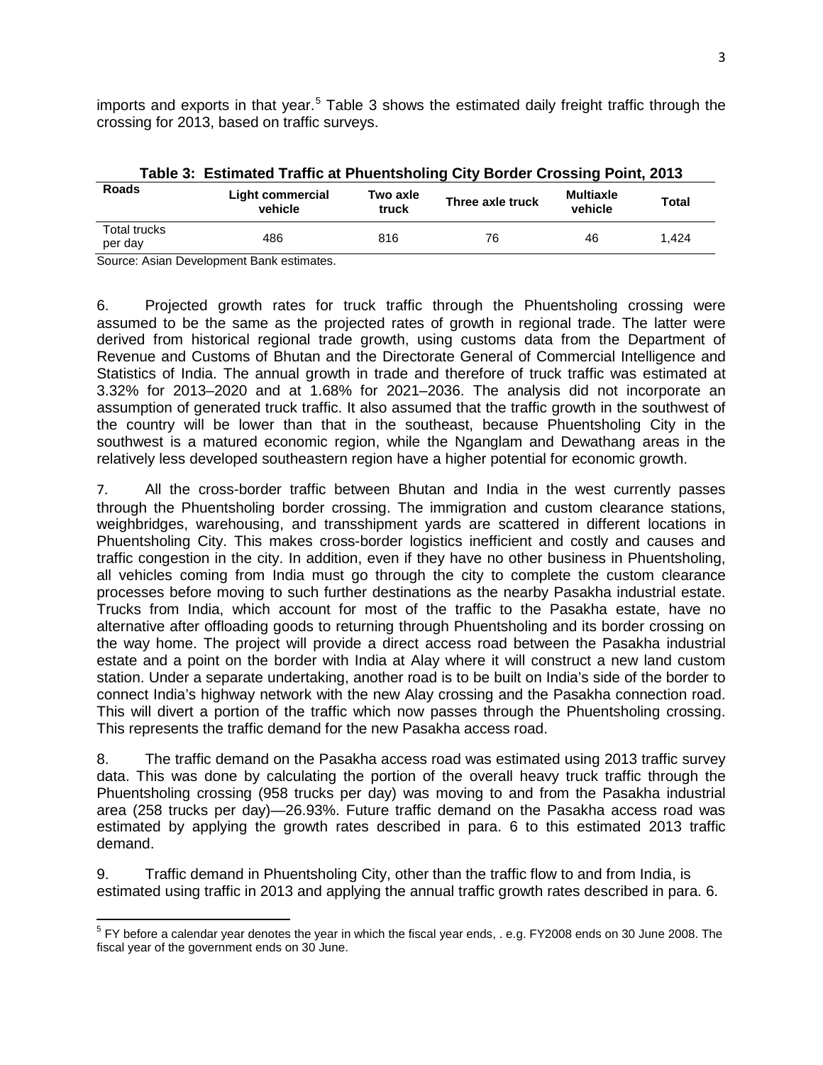imports and exports in that year.[5] Table 3 shows the estimated daily freight traffic through the crossing for 2013, based on traffic surveys.

**Table 3: Estimated Traffic at Phuentsholing City Border Crossing Point, 2013**

| Roads | Light commercial vehicle | Two axle truck | Three axle truck | Multiaxle vehicle | Total |
|---|---|---|---|---|---|
| Total trucks per day | 486 | 816 | 76 | 46 | 1,424 |

Source: Asian Development Bank estimates.

6. Projected growth rates for truck traffic through the Phuentsholing crossing were assumed to be the same as the projected rates of growth in regional trade. The latter were derived from historical regional trade growth, using customs data from the Department of Revenue and Customs of Bhutan and the Directorate General of Commercial Intelligence and Statistics of India. The annual growth in trade and therefore of truck traffic was estimated at 3.32% for 2013–2020 and at 1.68% for 2021–2036. The analysis did not incorporate an assumption of generated truck traffic. It also assumed that the traffic growth in the southwest of the country will be lower than that in the southeast, because Phuentsholing City in the southwest is a matured economic region, while the Nganglam and Dewathang areas in the relatively less developed southeastern region have a higher potential for economic growth.

7. All the cross-border traffic between Bhutan and India in the west currently passes through the Phuentsholing border crossing. The immigration and custom clearance stations, weighbridges, warehousing, and transshipment yards are scattered in different locations in Phuentsholing City. This makes cross-border logistics inefficient and costly and causes and traffic congestion in the city. In addition, even if they have no other business in Phuentsholing, all vehicles coming from India must go through the city to complete the custom clearance processes before moving to such further destinations as the nearby Pasakha industrial estate. Trucks from India, which account for most of the traffic to the Pasakha estate, have no alternative after offloading goods to returning through Phuentsholing and its border crossing on the way home. The project will provide a direct access road between the Pasakha industrial estate and a point on the border with India at Alay where it will construct a new land custom station. Under a separate undertaking, another road is to be built on India's side of the border to connect India's highway network with the new Alay crossing and the Pasakha connection road. This will divert a portion of the traffic which now passes through the Phuentsholing crossing. This represents the traffic demand for the new Pasakha access road.

8. The traffic demand on the Pasakha access road was estimated using 2013 traffic survey data. This was done by calculating the portion of the overall heavy truck traffic through the Phuentsholing crossing (958 trucks per day) was moving to and from the Pasakha industrial area (258 trucks per day)—26.93%. Future traffic demand on the Pasakha access road was estimated by applying the growth rates described in para. 6 to this estimated 2013 traffic demand.

9. Traffic demand in Phuentsholing City, other than the traffic flow to and from India, is estimated using traffic in 2013 and applying the annual traffic growth rates described in para. 6.

[5] FY before a calendar year denotes the year in which the fiscal year ends, . e.g. FY2008 ends on 30 June 2008. The fiscal year of the government ends on 30 June.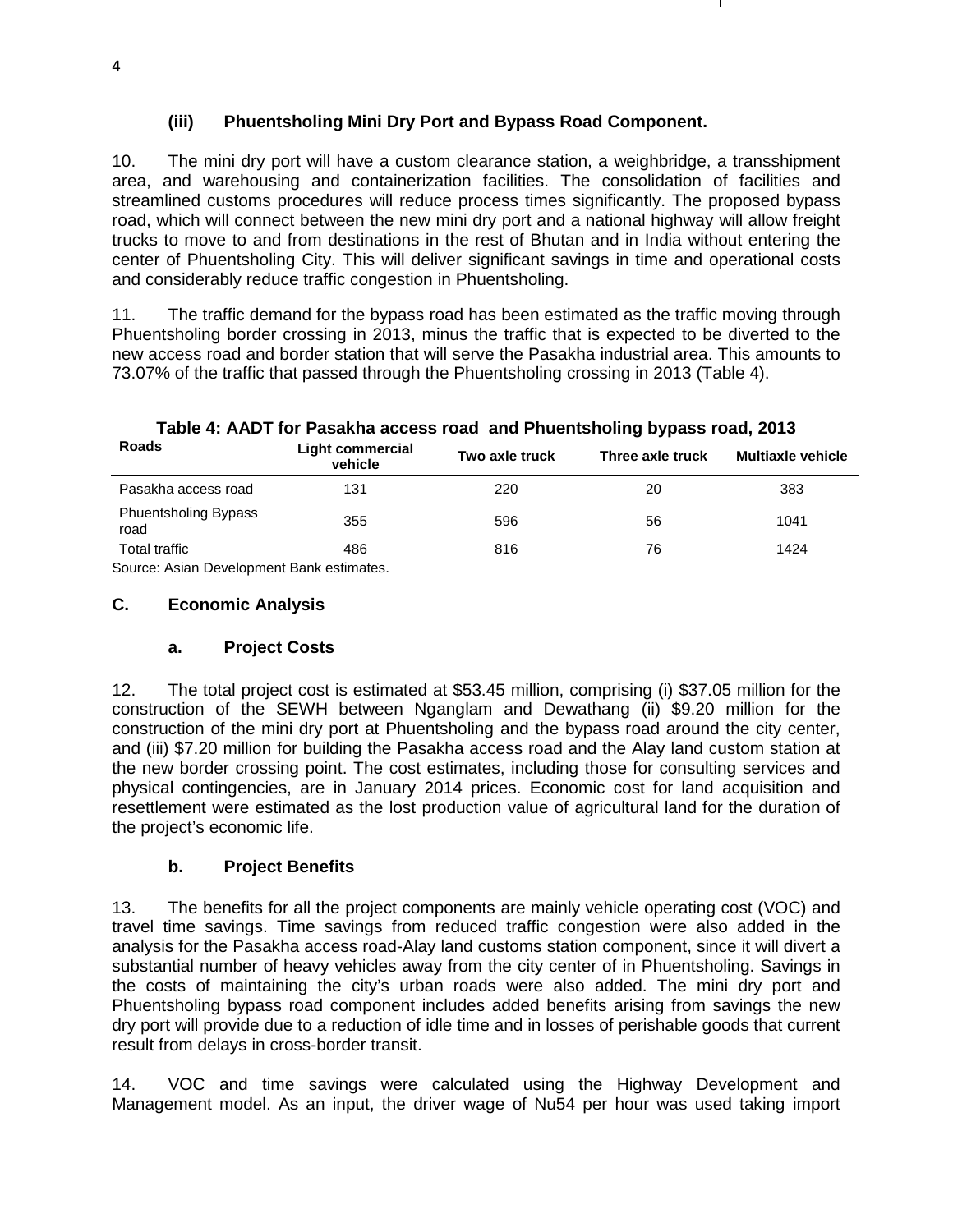### (iii) Phuentsholing Mini Dry Port and Bypass Road Component.

10. The mini dry port will have a custom clearance station, a weighbridge, a transshipment area, and warehousing and containerization facilities. The consolidation of facilities and streamlined customs procedures will reduce process times significantly. The proposed bypass road, which will connect between the new mini dry port and a national highway will allow freight trucks to move to and from destinations in the rest of Bhutan and in India without entering the center of Phuentsholing City. This will deliver significant savings in time and operational costs and considerably reduce traffic congestion in Phuentsholing.

11. The traffic demand for the bypass road has been estimated as the traffic moving through Phuentsholing border crossing in 2013, minus the traffic that is expected to be diverted to the new access road and border station that will serve the Pasakha industrial area. This amounts to 73.07% of the traffic that passed through the Phuentsholing crossing in 2013 (Table 4).

**Table 4: AADT for Pasakha access road and Phuentsholing bypass road, 2013**

| Roads | Light commercial vehicle | Two axle truck | Three axle truck | Multiaxle vehicle |
|---|---|---|---|---|
| Pasakha access road | 131 | 220 | 20 | 383 |
| Phuentsholing Bypass road | 355 | 596 | 56 | 1041 |
| Total traffic | 486 | 816 | 76 | 1424 |

Source: Asian Development Bank estimates.

## C. Economic Analysis

### a. Project Costs

12. The total project cost is estimated at \$53.45 million, comprising (i) \$37.05 million for the construction of the SEWH between Nganglam and Dewathang (ii) \$9.20 million for the construction of the mini dry port at Phuentsholing and the bypass road around the city center, and (iii) \$7.20 million for building the Pasakha access road and the Alay land custom station at the new border crossing point. The cost estimates, including those for consulting services and physical contingencies, are in January 2014 prices. Economic cost for land acquisition and resettlement were estimated as the lost production value of agricultural land for the duration of the project's economic life.

### b. Project Benefits

13. The benefits for all the project components are mainly vehicle operating cost (VOC) and travel time savings. Time savings from reduced traffic congestion were also added in the analysis for the Pasakha access road-Alay land customs station component, since it will divert a substantial number of heavy vehicles away from the city center of in Phuentsholing. Savings in the costs of maintaining the city's urban roads were also added. The mini dry port and Phuentsholing bypass road component includes added benefits arising from savings the new dry port will provide due to a reduction of idle time and in losses of perishable goods that current result from delays in cross-border transit.

14. VOC and time savings were calculated using the Highway Development and Management model. As an input, the driver wage of Nu54 per hour was used taking import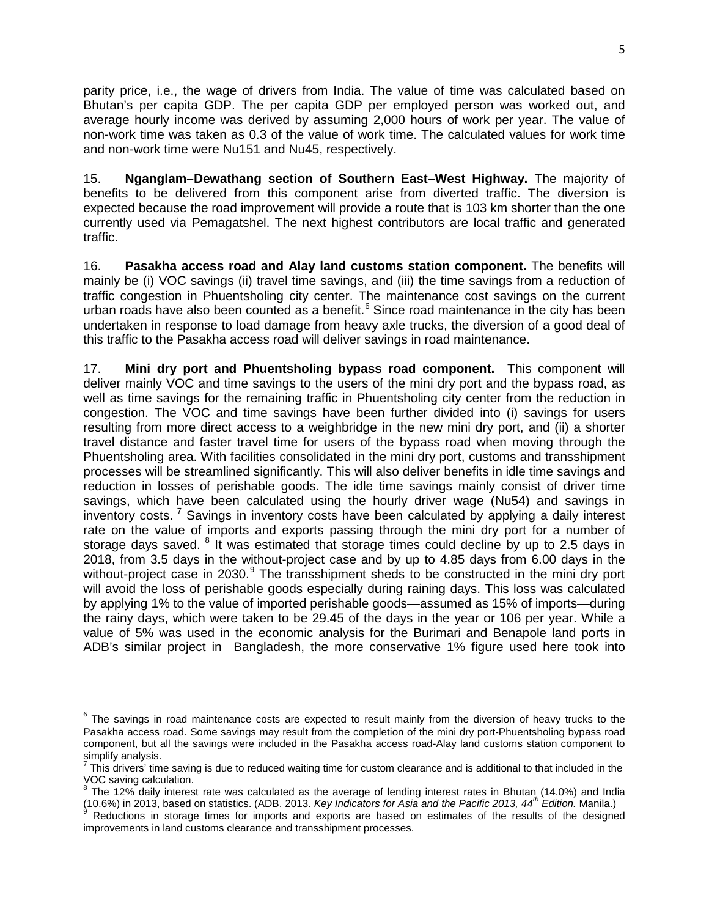parity price, i.e., the wage of drivers from India. The value of time was calculated based on Bhutan's per capita GDP. The per capita GDP per employed person was worked out, and average hourly income was derived by assuming 2,000 hours of work per year. The value of non-work time was taken as 0.3 of the value of work time. The calculated values for work time and non-work time were Nu151 and Nu45, respectively.

15. **Nganglam–Dewathang section of Southern East–West Highway.** The majority of benefits to be delivered from this component arise from diverted traffic. The diversion is expected because the road improvement will provide a route that is 103 km shorter than the one currently used via Pemagatshel. The next highest contributors are local traffic and generated traffic.

16. **Pasakha access road and Alay land customs station component.** The benefits will mainly be (i) VOC savings (ii) travel time savings, and (iii) the time savings from a reduction of traffic congestion in Phuentsholing city center. The maintenance cost savings on the current urban roads have also been counted as a benefit.[6] Since road maintenance in the city has been undertaken in response to load damage from heavy axle trucks, the diversion of a good deal of this traffic to the Pasakha access road will deliver savings in road maintenance.

17. **Mini dry port and Phuentsholing bypass road component.** This component will deliver mainly VOC and time savings to the users of the mini dry port and the bypass road, as well as time savings for the remaining traffic in Phuentsholing city center from the reduction in congestion. The VOC and time savings have been further divided into (i) savings for users resulting from more direct access to a weighbridge in the new mini dry port, and (ii) a shorter travel distance and faster travel time for users of the bypass road when moving through the Phuentsholing area. With facilities consolidated in the mini dry port, customs and transshipment processes will be streamlined significantly. This will also deliver benefits in idle time savings and reduction in losses of perishable goods. The idle time savings mainly consist of driver time savings, which have been calculated using the hourly driver wage (Nu54) and savings in inventory costs.[7] Savings in inventory costs have been calculated by applying a daily interest rate on the value of imports and exports passing through the mini dry port for a number of storage days saved.[8] It was estimated that storage times could decline by up to 2.5 days in 2018, from 3.5 days in the without-project case and by up to 4.85 days from 6.00 days in the without-project case in 2030.[9] The transshipment sheds to be constructed in the mini dry port will avoid the loss of perishable goods especially during raining days. This loss was calculated by applying 1% to the value of imported perishable goods—assumed as 15% of imports—during the rainy days, which were taken to be 29.45 of the days in the year or 106 per year. While a value of 5% was used in the economic analysis for the Burimari and Benapole land ports in ADB's similar project in Bangladesh, the more conservative 1% figure used here took into

---

[6] The savings in road maintenance costs are expected to result mainly from the diversion of heavy trucks to the Pasakha access road. Some savings may result from the completion of the mini dry port-Phuentsholing bypass road component, but all the savings were included in the Pasakha access road-Alay land customs station component to simplify analysis.

[7] This drivers' time saving is due to reduced waiting time for custom clearance and is additional to that included in the VOC saving calculation.

[8] The 12% daily interest rate was calculated as the average of lending interest rates in Bhutan (14.0%) and India (10.6%) in 2013, based on statistics. (ADB. 2013. *Key Indicators for Asia and the Pacific 2013, 44th Edition.* Manila.)

[9] Reductions in storage times for imports and exports are based on estimates of the results of the designed improvements in land customs clearance and transshipment processes.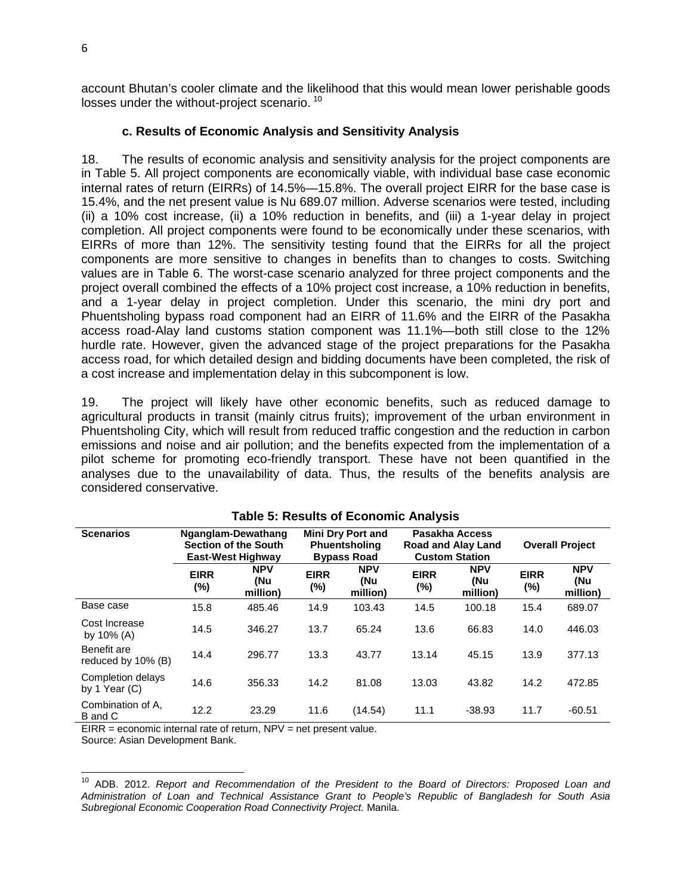account Bhutan's cooler climate and the likelihood that this would mean lower perishable goods losses under the without-project scenario.[10]

### c. Results of Economic Analysis and Sensitivity Analysis

18. The results of economic analysis and sensitivity analysis for the project components are in Table 5. All project components are economically viable, with individual base case economic internal rates of return (EIRRs) of 14.5%—15.8%. The overall project EIRR for the base case is 15.4%, and the net present value is Nu 689.07 million. Adverse scenarios were tested, including (ii) a 10% cost increase, (ii) a 10% reduction in benefits, and (iii) a 1-year delay in project completion. All project components were found to be economically under these scenarios, with EIRRs of more than 12%. The sensitivity testing found that the EIRRs for all the project components are more sensitive to changes in benefits than to changes to costs. Switching values are in Table 6. The worst-case scenario analyzed for three project components and the project overall combined the effects of a 10% project cost increase, a 10% reduction in benefits, and a 1-year delay in project completion. Under this scenario, the mini dry port and Phuentsholing bypass road component had an EIRR of 11.6% and the EIRR of the Pasakha access road-Alay land customs station component was 11.1%—both still close to the 12% hurdle rate. However, given the advanced stage of the project preparations for the Pasakha access road, for which detailed design and bidding documents have been completed, the risk of a cost increase and implementation delay in this subcomponent is low.

19. The project will likely have other economic benefits, such as reduced damage to agricultural products in transit (mainly citrus fruits); improvement of the urban environment in Phuentsholing City, which will result from reduced traffic congestion and the reduction in carbon emissions and noise and air pollution; and the benefits expected from the implementation of a pilot scheme for promoting eco-friendly transport. These have not been quantified in the analyses due to the unavailability of data. Thus, the results of the benefits analysis are considered conservative.

**Table 5: Results of Economic Analysis**

| Scenarios | Nganglam-Dewathang Section of the South East-West Highway | | Mini Dry Port and Phuentsholing Bypass Road | | Pasakha Access Road and Alay Land Custom Station | | Overall Project | |
|---|---|---|---|---|---|---|---|---|
| | EIRR (%) | NPV (Nu million) | EIRR (%) | NPV (Nu million) | EIRR (%) | NPV (Nu million) | EIRR (%) | NPV (Nu million) |
| Base case | 15.8 | 485.46 | 14.9 | 103.43 | 14.5 | 100.18 | 15.4 | 689.07 |
| Cost Increase by 10% (A) | 14.5 | 346.27 | 13.7 | 65.24 | 13.6 | 66.83 | 14.0 | 446.03 |
| Benefit are reduced by 10% (B) | 14.4 | 296.77 | 13.3 | 43.77 | 13.14 | 45.15 | 13.9 | 377.13 |
| Completion delays by 1 Year (C) | 14.6 | 356.33 | 14.2 | 81.08 | 13.03 | 43.82 | 14.2 | 472.85 |
| Combination of A, B and C | 12.2 | 23.29 | 11.6 | (14.54) | 11.1 | -38.93 | 11.7 | -60.51 |

EIRR = economic internal rate of return, NPV = net present value.
Source: Asian Development Bank.

[10] ADB. 2012. *Report and Recommendation of the President to the Board of Directors: Proposed Loan and Administration of Loan and Technical Assistance Grant to People's Republic of Bangladesh for South Asia Subregional Economic Cooperation Road Connectivity Project.* Manila.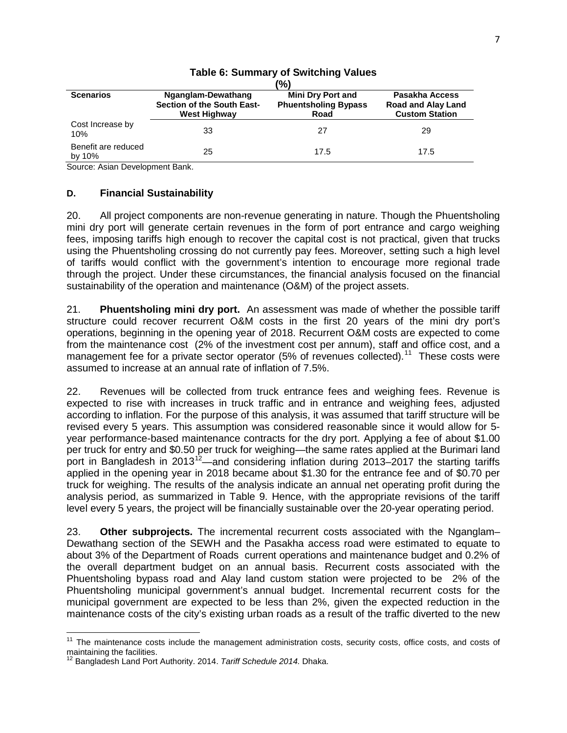**Table 6: Summary of Switching Values (%)**

| Scenarios | Nganglam-Dewathang Section of the South East-West Highway | Mini Dry Port and Phuentsholing Bypass Road | Pasakha Access Road and Alay Land Custom Station |
|---|---|---|---|
| Cost Increase by 10% | 33 | 27 | 29 |
| Benefit are reduced by 10% | 25 | 17.5 | 17.5 |

Source: Asian Development Bank.

### D. Financial Sustainability

20. All project components are non-revenue generating in nature. Though the Phuentsholing mini dry port will generate certain revenues in the form of port entrance and cargo weighing fees, imposing tariffs high enough to recover the capital cost is not practical, given that trucks using the Phuentsholing crossing do not currently pay fees. Moreover, setting such a high level of tariffs would conflict with the government's intention to encourage more regional trade through the project. Under these circumstances, the financial analysis focused on the financial sustainability of the operation and maintenance (O&M) of the project assets.

21. **Phuentsholing mini dry port.** An assessment was made of whether the possible tariff structure could recover recurrent O&M costs in the first 20 years of the mini dry port's operations, beginning in the opening year of 2018. Recurrent O&M costs are expected to come from the maintenance cost (2% of the investment cost per annum), staff and office cost, and a management fee for a private sector operator (5% of revenues collected).[11] These costs were assumed to increase at an annual rate of inflation of 7.5%.

22. Revenues will be collected from truck entrance fees and weighing fees. Revenue is expected to rise with increases in truck traffic and in entrance and weighing fees, adjusted according to inflation. For the purpose of this analysis, it was assumed that tariff structure will be revised every 5 years. This assumption was considered reasonable since it would allow for 5-year performance-based maintenance contracts for the dry port. Applying a fee of about $1.00 per truck for entry and $0.50 per truck for weighing—the same rates applied at the Burimari land port in Bangladesh in 2013[12]—and considering inflation during 2013–2017 the starting tariffs applied in the opening year in 2018 became about $1.30 for the entrance fee and of $0.70 per truck for weighing. The results of the analysis indicate an annual net operating profit during the analysis period, as summarized in Table 9. Hence, with the appropriate revisions of the tariff level every 5 years, the project will be financially sustainable over the 20-year operating period.

23. **Other subprojects.** The incremental recurrent costs associated with the Nganglam–Dewathang section of the SEWH and the Pasakha access road were estimated to equate to about 3% of the Department of Roads current operations and maintenance budget and 0.2% of the overall department budget on an annual basis. Recurrent costs associated with the Phuentsholing bypass road and Alay land custom station were projected to be 2% of the Phuentsholing municipal government's annual budget. Incremental recurrent costs for the municipal government are expected to be less than 2%, given the expected reduction in the maintenance costs of the city's existing urban roads as a result of the traffic diverted to the new

---

[11] The maintenance costs include the management administration costs, security costs, office costs, and costs of maintaining the facilities.

[12] Bangladesh Land Port Authority. 2014. *Tariff Schedule 2014.* Dhaka.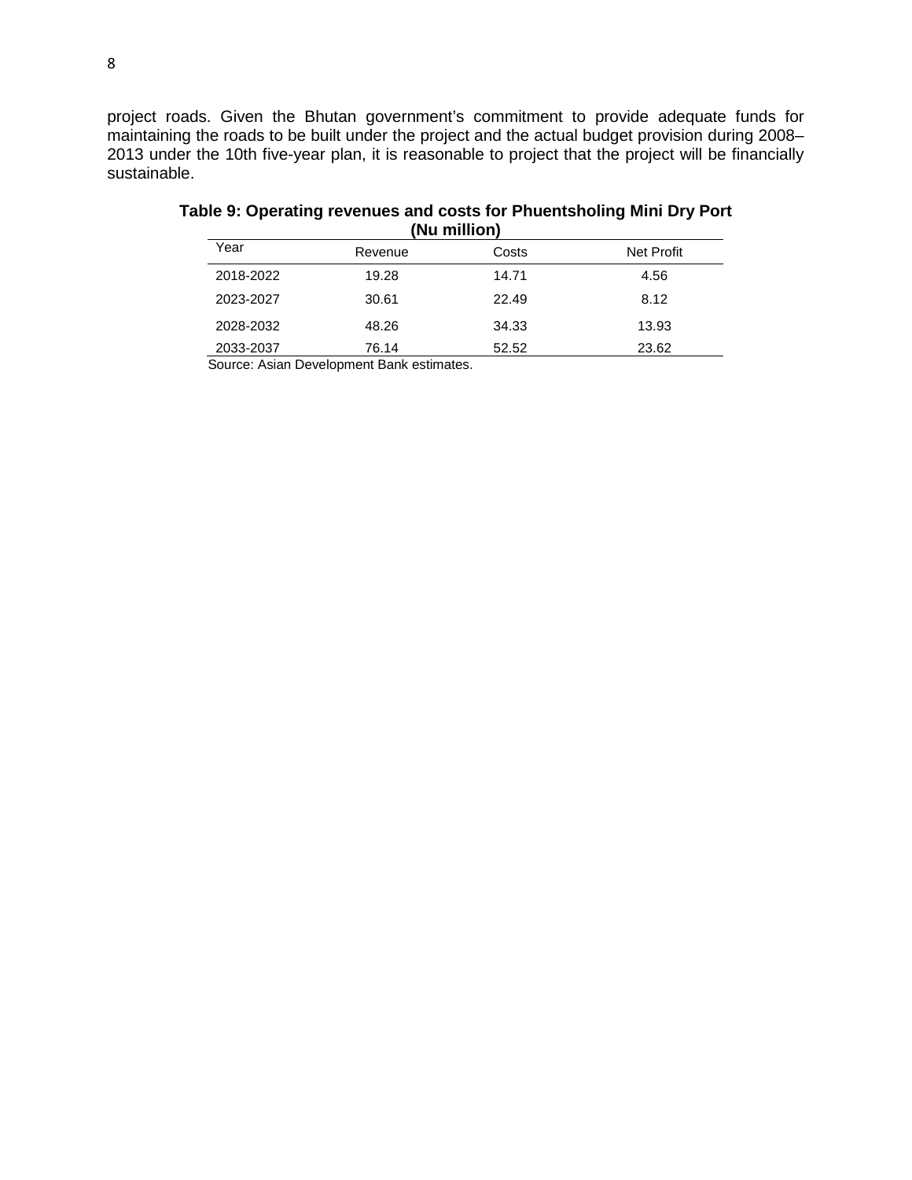project roads. Given the Bhutan government's commitment to provide adequate funds for maintaining the roads to be built under the project and the actual budget provision during 2008–2013 under the 10th five-year plan, it is reasonable to project that the project will be financially sustainable.

**Table 9: Operating revenues and costs for Phuentsholing Mini Dry Port (Nu million)**

| Year | Revenue | Costs | Net Profit |
|---|---|---|---|
| 2018-2022 | 19.28 | 14.71 | 4.56 |
| 2023-2027 | 30.61 | 22.49 | 8.12 |
| 2028-2032 | 48.26 | 34.33 | 13.93 |
| 2033-2037 | 76.14 | 52.52 | 23.62 |

Source: Asian Development Bank estimates.